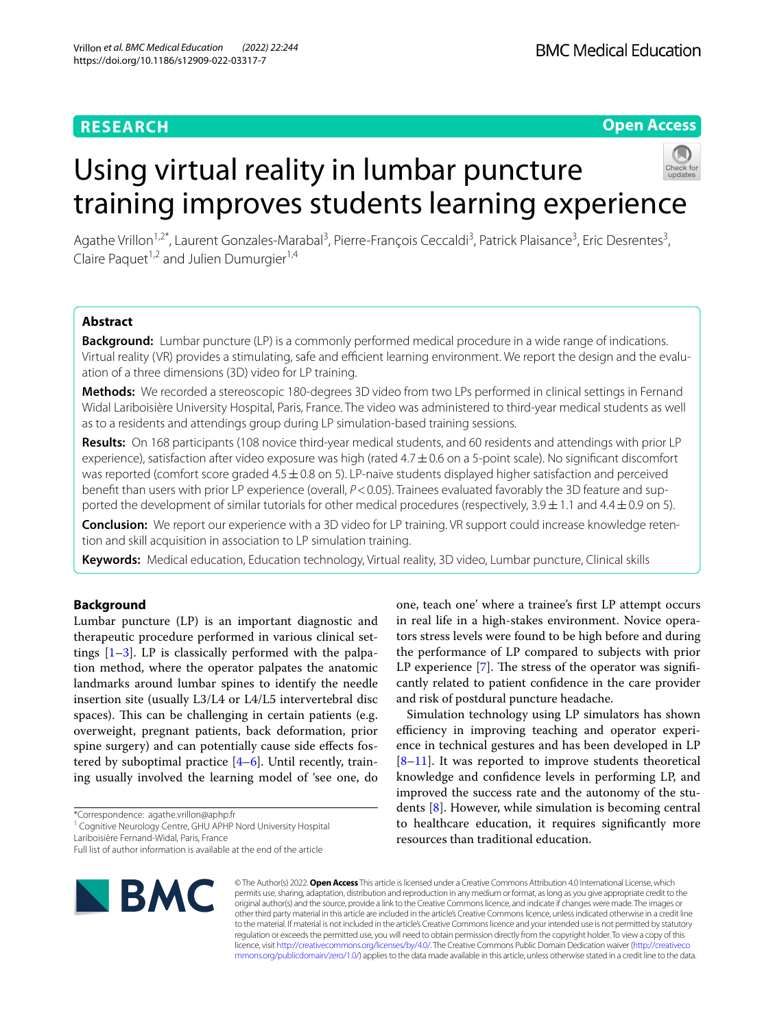RESEARCH

Open Access

# Using virtual reality in lumbar puncture training improves students learning experience

Agathe Vrillon[1,2*], Laurent Gonzales-Marabal[3], Pierre-François Ceccaldi[3], Patrick Plaisance[3], Eric Desrentes[3], Claire Paquet[1,2] and Julien Dumurgier[1,4]

## Abstract

**Background:** Lumbar puncture (LP) is a commonly performed medical procedure in a wide range of indications. Virtual reality (VR) provides a stimulating, safe and efficient learning environment. We report the design and the evaluation of a three dimensions (3D) video for LP training.

**Methods:** We recorded a stereoscopic 180-degrees 3D video from two LPs performed in clinical settings in Fernand Widal Lariboisière University Hospital, Paris, France. The video was administered to third-year medical students as well as to a residents and attendings group during LP simulation-based training sessions.

**Results:** On 168 participants (108 novice third-year medical students, and 60 residents and attendings with prior LP experience), satisfaction after video exposure was high (rated $4.7 \pm 0.6$ on a 5-point scale). No significant discomfort was reported (comfort score graded $4.5 \pm 0.8$ on 5). LP-naive students displayed higher satisfaction and perceived benefit than users with prior LP experience (overall, $P < 0.05$). Trainees evaluated favorably the 3D feature and supported the development of similar tutorials for other medical procedures (respectively, $3.9 \pm 1.1$ and $4.4 \pm 0.9$ on 5).

**Conclusion:** We report our experience with a 3D video for LP training. VR support could increase knowledge retention and skill acquisition in association to LP simulation training.

**Keywords:** Medical education, Education technology, Virtual reality, 3D video, Lumbar puncture, Clinical skills

## Background

Lumbar puncture (LP) is an important diagnostic and therapeutic procedure performed in various clinical settings [1–3]. LP is classically performed with the palpation method, where the operator palpates the anatomic landmarks around lumbar spines to identify the needle insertion site (usually L3/L4 or L4/L5 intervertebral disc spaces). This can be challenging in certain patients (e.g. overweight, pregnant patients, back deformation, prior spine surgery) and can potentially cause side effects fostered by suboptimal practice [4–6]. Until recently, training usually involved the learning model of 'see one, do one, teach one' where a trainee's first LP attempt occurs in real life in a high-stakes environment. Novice operators stress levels were found to be high before and during the performance of LP compared to subjects with prior LP experience [7]. The stress of the operator was significantly related to patient confidence in the care provider and risk of postdural puncture headache.

Simulation technology using LP simulators has shown efficiency in improving teaching and operator experience in technical gestures and has been developed in LP [8–11]. It was reported to improve students theoretical knowledge and confidence levels in performing LP, and improved the success rate and the autonomy of the students [8]. However, while simulation is becoming central to healthcare education, it requires significantly more resources than traditional education.

*Correspondence: agathe.vrillon@aphp.fr

[1] Cognitive Neurology Centre, GHU APHP Nord University Hospital Lariboisière Fernand-Widal, Paris, France

Full list of author information is available at the end of the article

© The Author(s) 2022. **Open Access** This article is licensed under a Creative Commons Attribution 4.0 International License, which permits use, sharing, adaptation, distribution and reproduction in any medium or format, as long as you give appropriate credit to the original author(s) and the source, provide a link to the Creative Commons licence, and indicate if changes were made. The images or other third party material in this article are included in the article's Creative Commons licence, unless indicated otherwise in a credit line to the material. If material is not included in the article's Creative Commons licence and your intended use is not permitted by statutory regulation or exceeds the permitted use, you will need to obtain permission directly from the copyright holder. To view a copy of this licence, visit http://creativecommons.org/licenses/by/4.0/. The Creative Commons Public Domain Dedication waiver (http://creativecommons.org/publicdomain/zero/1.0/) applies to the data made available in this article, unless otherwise stated in a credit line to the data.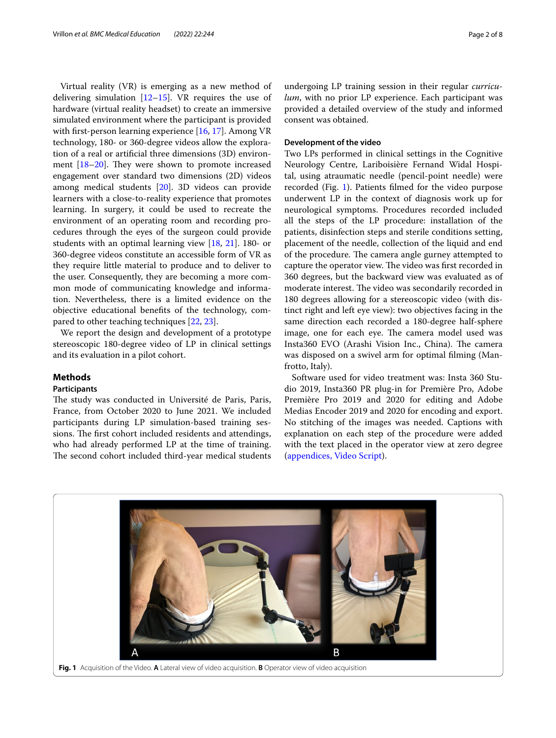Virtual reality (VR) is emerging as a new method of delivering simulation [12–15]. VR requires the use of hardware (virtual reality headset) to create an immersive simulated environment where the participant is provided with first-person learning experience [16, 17]. Among VR technology, 180- or 360-degree videos allow the exploration of a real or artificial three dimensions (3D) environment [18–20]. They were shown to promote increased engagement over standard two dimensions (2D) videos among medical students [20]. 3D videos can provide learners with a close-to-reality experience that promotes learning. In surgery, it could be used to recreate the environment of an operating room and recording procedures through the eyes of the surgeon could provide students with an optimal learning view [18, 21]. 180- or 360-degree videos constitute an accessible form of VR as they require little material to produce and to deliver to the user. Consequently, they are becoming a more common mode of communicating knowledge and information. Nevertheless, there is a limited evidence on the objective educational benefits of the technology, compared to other teaching techniques [22, 23].

We report the design and development of a prototype stereoscopic 180-degree video of LP in clinical settings and its evaluation in a pilot cohort.

## Methods

### Participants

The study was conducted in Université de Paris, Paris, France, from October 2020 to June 2021. We included participants during LP simulation-based training sessions. The first cohort included residents and attendings, who had already performed LP at the time of training. The second cohort included third-year medical students undergoing LP training session in their regular *curriculum*, with no prior LP experience. Each participant was provided a detailed overview of the study and informed consent was obtained.

### Development of the video

Two LPs performed in clinical settings in the Cognitive Neurology Centre, Lariboisière Fernand Widal Hospital, using atraumatic needle (pencil-point needle) were recorded (Fig. 1). Patients filmed for the video purpose underwent LP in the context of diagnosis work up for neurological symptoms. Procedures recorded included all the steps of the LP procedure: installation of the patients, disinfection steps and sterile conditions setting, placement of the needle, collection of the liquid and end of the procedure. The camera angle gurney attempted to capture the operator view. The video was first recorded in 360 degrees, but the backward view was evaluated as of moderate interest. The video was secondarily recorded in 180 degrees allowing for a stereoscopic video (with distinct right and left eye view): two objectives facing in the same direction each recorded a 180-degree half-sphere image, one for each eye. The camera model used was Insta360 EVO (Arashi Vision Inc., China). The camera was disposed on a swivel arm for optimal filming (Manfrotto, Italy).

Software used for video treatment was: Insta 360 Studio 2019, Insta360 PR plug-in for Première Pro, Adobe Première Pro 2019 and 2020 for editing and Adobe Medias Encoder 2019 and 2020 for encoding and export. No stitching of the images was needed. Captions with explanation on each step of the procedure were added with the text placed in the operator view at zero degree (appendices, Video Script).

**Fig. 1** Acquisition of the Video. **A** Lateral view of video acquisition. **B** Operator view of video acquisition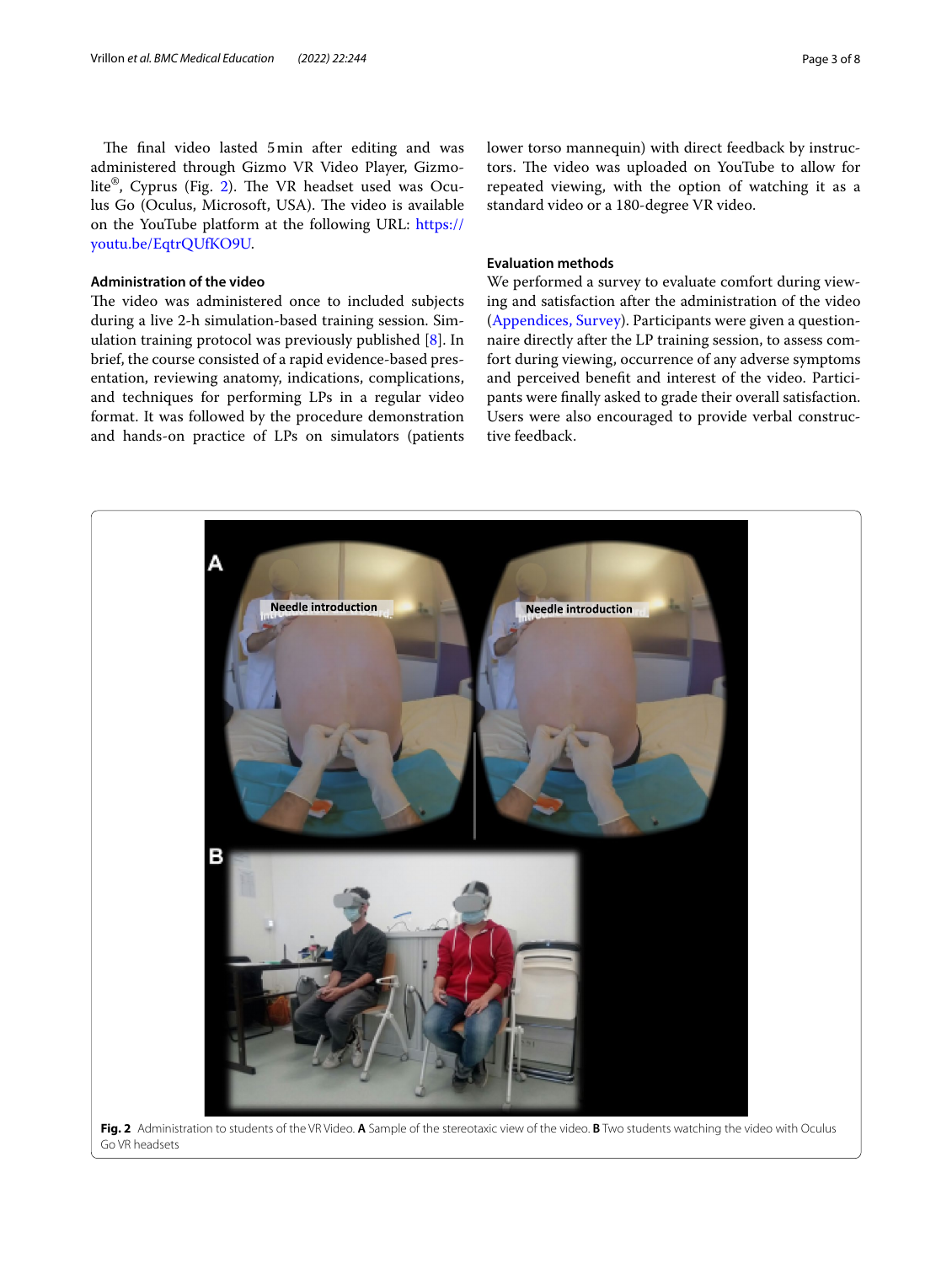The final video lasted 5 min after editing and was administered through Gizmo VR Video Player, Gizmolite®, Cyprus (Fig. 2). The VR headset used was Oculus Go (Oculus, Microsoft, USA). The video is available on the YouTube platform at the following URL: https://youtu.be/EqtrQUfKO9U.

### Administration of the video

The video was administered once to included subjects during a live 2-h simulation-based training session. Simulation training protocol was previously published [8]. In brief, the course consisted of a rapid evidence-based presentation, reviewing anatomy, indications, complications, and techniques for performing LPs in a regular video format. It was followed by the procedure demonstration and hands-on practice of LPs on simulators (patients lower torso mannequin) with direct feedback by instructors. The video was uploaded on YouTube to allow for repeated viewing, with the option of watching it as a standard video or a 180-degree VR video.

### Evaluation methods

We performed a survey to evaluate comfort during viewing and satisfaction after the administration of the video (Appendices, Survey). Participants were given a questionnaire directly after the LP training session, to assess comfort during viewing, occurrence of any adverse symptoms and perceived benefit and interest of the video. Participants were finally asked to grade their overall satisfaction. Users were also encouraged to provide verbal constructive feedback.

**Fig. 2** Administration to students of the VR Video. **A** Sample of the stereotaxic view of the video. **B** Two students watching the video with Oculus Go VR headsets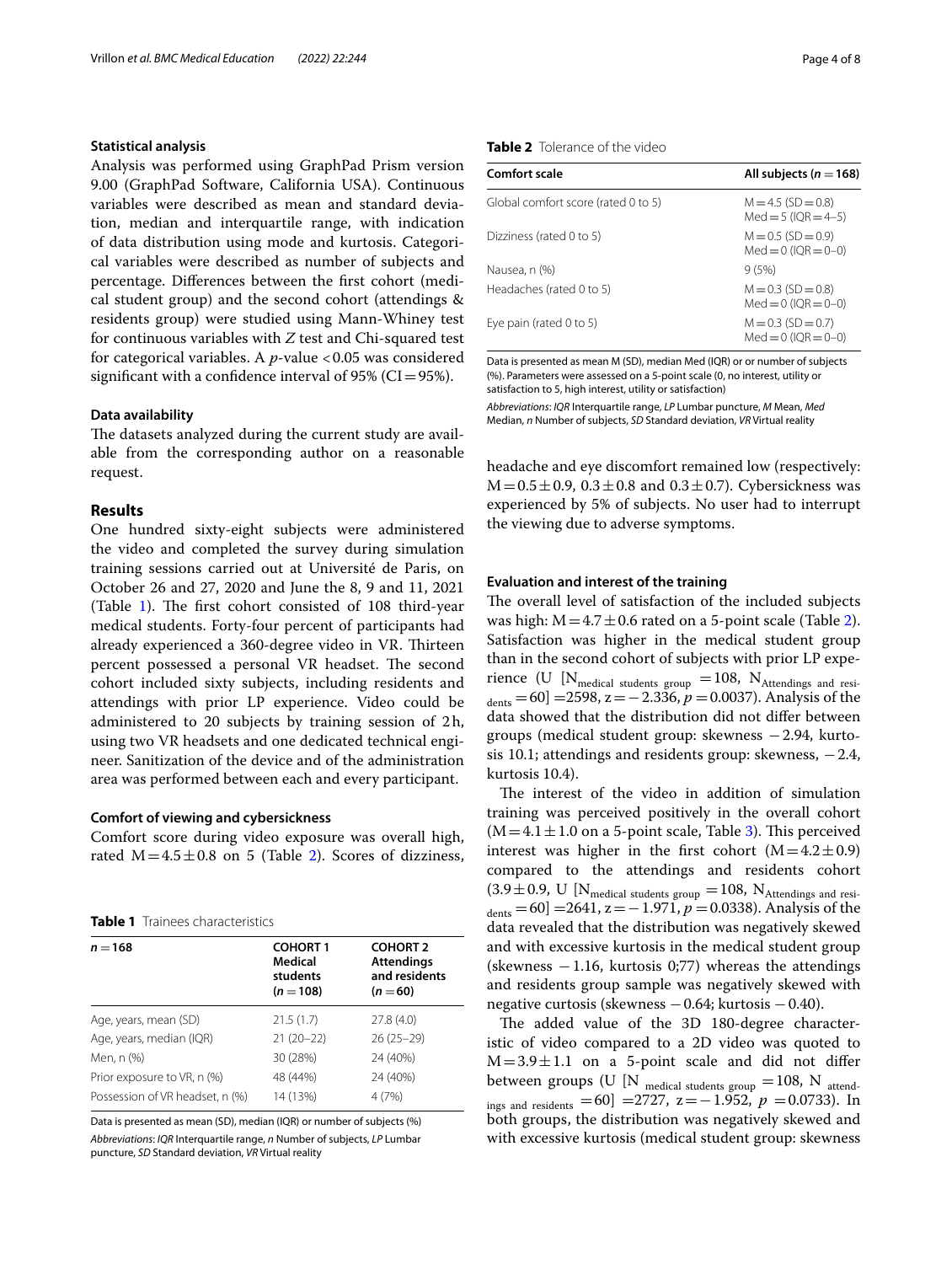### Statistical analysis

Analysis was performed using GraphPad Prism version 9.00 (GraphPad Software, California USA). Continuous variables were described as mean and standard deviation, median and interquartile range, with indication of data distribution using mode and kurtosis. Categorical variables were described as number of subjects and percentage. Differences between the first cohort (medical student group) and the second cohort (attendings & residents group) were studied using Mann-Whiney test for continuous variables with Z test and Chi-squared test for categorical variables. A $p$-value $<0.05$ was considered significant with a confidence interval of 95% (CI = 95%).

### Data availability

The datasets analyzed during the current study are available from the corresponding author on a reasonable request.

## Results

One hundred sixty-eight subjects were administered the video and completed the survey during simulation training sessions carried out at Université de Paris, on October 26 and 27, 2020 and June the 8, 9 and 11, 2021 (Table 1). The first cohort consisted of 108 third-year medical students. Forty-four percent of participants had already experienced a 360-degree video in VR. Thirteen percent possessed a personal VR headset. The second cohort included sixty subjects, including residents and attendings with prior LP experience. Video could be administered to 20 subjects by training session of 2 h, using two VR headsets and one dedicated technical engineer. Sanitization of the device and of the administration area was performed between each and every participant.

### Comfort of viewing and cybersickness

Comfort score during video exposure was overall high, rated $M = 4.5 \pm 0.8$ on 5 (Table 2). Scores of dizziness, headache and eye discomfort remained low (respectively: $M = 0.5 \pm 0.9$, $0.3 \pm 0.8$ and $0.3 \pm 0.7$). Cybersickness was experienced by 5% of subjects. No user had to interrupt the viewing due to adverse symptoms.

**Table 1** Trainees characteristics

| $n = 168$ | COHORT 1 Medical students ($n = 108$) | COHORT 2 Attendings and residents ($n = 60$) |
|---|---|---|
| Age, years, mean (SD) | 21.5 (1.7) | 27.8 (4.0) |
| Age, years, median (IQR) | 21 (20–22) | 26 (25–29) |
| Men, n (%) | 30 (28%) | 24 (40%) |
| Prior exposure to VR, n (%) | 48 (44%) | 24 (40%) |
| Possession of VR headset, n (%) | 14 (13%) | 4 (7%) |

Data is presented as mean (SD), median (IQR) or number of subjects (%)

*Abbreviations*: *IQR* Interquartile range, *n* Number of subjects, *LP* Lumbar puncture, *SD* Standard deviation, *VR* Virtual reality

**Table 2** Tolerance of the video

| Comfort scale | All subjects ($n = 168$) |
|---|---|
| Global comfort score (rated 0 to 5) | M = 4.5 (SD = 0.8) Med = 5 (IQR = 4–5) |
| Dizziness (rated 0 to 5) | M = 0.5 (SD = 0.9) Med = 0 (IQR = 0–0) |
| Nausea, n (%) | 9 (5%) |
| Headaches (rated 0 to 5) | M = 0.3 (SD = 0.8) Med = 0 (IQR = 0–0) |
| Eye pain (rated 0 to 5) | M = 0.3 (SD = 0.7) Med = 0 (IQR = 0–0) |

Data is presented as mean M (SD), median Med (IQR) or or number of subjects (%). Parameters were assessed on a 5-point scale (0, no interest, utility or satisfaction to 5, high interest, utility or satisfaction)

*Abbreviations*: *IQR* Interquartile range, *LP* Lumbar puncture, *M* Mean, *Med* Median, *n* Number of subjects, *SD* Standard deviation, *VR* Virtual reality

### Evaluation and interest of the training

The overall level of satisfaction of the included subjects was high: $M = 4.7 \pm 0.6$ rated on a 5-point scale (Table 2). Satisfaction was higher in the medical student group than in the second cohort of subjects with prior LP experience (U [$N_{\text{medical students group}} = 108$, $N_{\text{Attendings and residents}} = 60$] $= 2598$, $z = -2.336$, $p = 0.0037$). Analysis of the data showed that the distribution did not differ between groups (medical student group: skewness $-2.94$, kurtosis 10.1; attendings and residents group: skewness, $-2.4$, kurtosis 10.4).

The interest of the video in addition of simulation training was perceived positively in the overall cohort ($M = 4.1 \pm 1.0$ on a 5-point scale, Table 3). This perceived interest was higher in the first cohort ($M = 4.2 \pm 0.9$) compared to the attendings and residents cohort ($3.9 \pm 0.9$, U [$N_{\text{medical students group}} = 108$, $N_{\text{Attendings and residents}} = 60$] $= 2641$, $z = -1.971$, $p = 0.0338$). Analysis of the data revealed that the distribution was negatively skewed and with excessive kurtosis in the medical student group (skewness $-1.16$, kurtosis 0;77) whereas the attendings and residents group sample was negatively skewed with negative curtosis (skewness $-0.64$; kurtosis $-0.40$).

The added value of the 3D 180-degree characteristic of video compared to a 2D video was quoted to $M = 3.9 \pm 1.1$ on a 5-point scale and did not differ between groups (U [$N_{\text{medical students group}} = 108$, $N_{\text{attendings and residents}} = 60$] $= 2727$, $z = -1.952$, $p = 0.0733$). In both groups, the distribution was negatively skewed and with excessive kurtosis (medical student group: skewness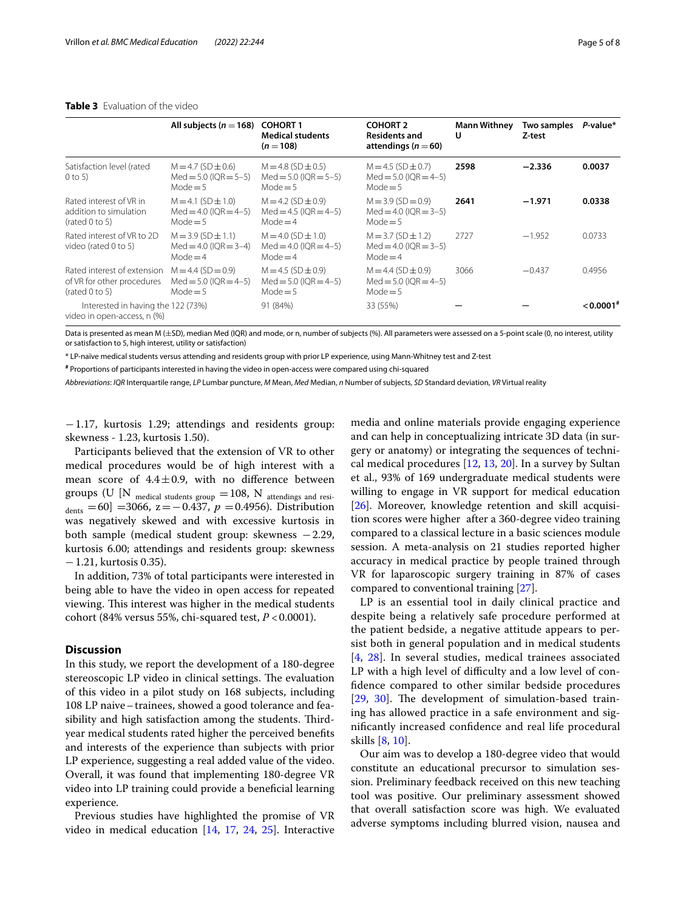**Table 3** Evaluation of the video

| | All subjects ($n=168$) | COHORT 1 Medical students ($n=108$) | COHORT 2 Residents and attendings ($n=60$) | Mann Withney U | Two samples Z-test | *P*-value* |
|---|---|---|---|---|---|---|
| Satisfaction level (rated 0 to 5) | M = 4.7 (SD ± 0.6) Med = 5.0 (IQR = 5–5) Mode = 5 | M = 4.8 (SD ± 0.5) Med = 5.0 (IQR = 5–5) Mode = 5 | M = 4.5 (SD ± 0.7) Med = 5.0 (IQR = 4–5) Mode = 5 | **2598** | **−2.336** | **0.0037** |
| Rated interest of VR in addition to simulation (rated 0 to 5) | M = 4.1 (SD ± 1.0) Med = 4.0 (IQR = 4–5) Mode = 5 | M = 4.2 (SD ± 0.9) Med = 4.5 (IQR = 4–5) Mode = 4 | M = 3.9 (SD = 0.9) Med = 4.0 (IQR = 3–5) Mode = 5 | **2641** | **−1.971** | **0.0338** |
| Rated interest of VR to 2D video (rated 0 to 5) | M = 3.9 (SD ± 1.1) Med = 4.0 (IQR = 3–4) Mode = 4 | M = 4.0 (SD ± 1.0) Med = 4.0 (IQR = 4–5) Mode = 4 | M = 3.7 (SD ± 1.2) Med = 4.0 (IQR = 3–5) Mode = 4 | 2727 | −1.952 | 0.0733 |
| Rated interest of extension of VR for other procedures (rated 0 to 5) | M = 4.4 (SD = 0.9) Med = 5.0 (IQR = 4–5) Mode = 5 | M = 4.5 (SD ± 0.9) Med = 5.0 (IQR = 4–5) Mode = 5 | M = 4.4 (SD ± 0.9) Med = 5.0 (IQR = 4–5) Mode = 5 | 3066 | −0.437 | 0.4956 |
| Interested in having the video in open-access, n (%) | 122 (73%) | 91 (84%) | 33 (55%) | — | — | **< 0.0001#** |

Data is presented as mean M (±SD), median Med (IQR) and mode, or n, number of subjects (%). All parameters were assessed on a 5-point scale (0, no interest, utility or satisfaction to 5, high interest, utility or satisfaction)

\* LP-naïve medical students versus attending and residents group with prior LP experience, using Mann-Whitney test and Z-test

\# Proportions of participants interested in having the video in open-access were compared using chi-squared

*Abbreviations*: *IQR* Interquartile range, *LP* Lumbar puncture, *M* Mean, *Med* Median, *n* Number of subjects, *SD* Standard deviation, *VR* Virtual reality

−1.17, kurtosis 1.29; attendings and residents group: skewness - 1.23, kurtosis 1.50).

Participants believed that the extension of VR to other medical procedures would be of high interest with a mean score of 4.4 ± 0.9, with no difference between groups (U [N $_{\text{medical students group}}$ = 108, N $_{\text{attendings and residents}}$ = 60] = 3066, z = −0.437, $p$ = 0.4956). Distribution was negatively skewed and with excessive kurtosis in both sample (medical student group: skewness −2.29, kurtosis 6.00; attendings and residents group: skewness −1.21, kurtosis 0.35).

In addition, 73% of total participants were interested in being able to have the video in open access for repeated viewing. This interest was higher in the medical students cohort (84% versus 55%, chi-squared test, $P < 0.0001$).

## Discussion

In this study, we report the development of a 180-degree stereoscopic LP video in clinical settings. The evaluation of this video in a pilot study on 168 subjects, including 108 LP naive – trainees, showed a good tolerance and feasibility and high satisfaction among the students. Third-year medical students rated higher the perceived benefits and interests of the experience than subjects with prior LP experience, suggesting a real added value of the video. Overall, it was found that implementing 180-degree VR video into LP training could provide a beneficial learning experience.

Previous studies have highlighted the promise of VR video in medical education [14, 17, 24, 25]. Interactive media and online materials provide engaging experience and can help in conceptualizing intricate 3D data (in surgery or anatomy) or integrating the sequences of technical medical procedures [12, 13, 20]. In a survey by Sultan et al., 93% of 169 undergraduate medical students were willing to engage in VR support for medical education [26]. Moreover, knowledge retention and skill acquisition scores were higher after a 360-degree video training compared to a classical lecture in a basic sciences module session. A meta-analysis on 21 studies reported higher accuracy in medical practice by people trained through VR for laparoscopic surgery training in 87% of cases compared to conventional training [27].

LP is an essential tool in daily clinical practice and despite being a relatively safe procedure performed at the patient bedside, a negative attitude appears to persist both in general population and in medical students [4, 28]. In several studies, medical trainees associated LP with a high level of difficulty and a low level of confidence compared to other similar bedside procedures [29, 30]. The development of simulation-based training has allowed practice in a safe environment and significantly increased confidence and real life procedural skills [8, 10].

Our aim was to develop a 180-degree video that would constitute an educational precursor to simulation session. Preliminary feedback received on this new teaching tool was positive. Our preliminary assessment showed that overall satisfaction score was high. We evaluated adverse symptoms including blurred vision, nausea and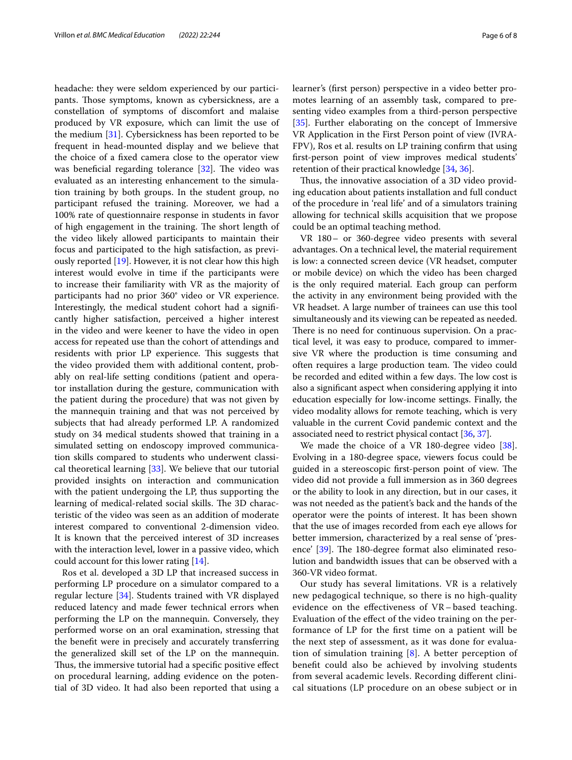headache: they were seldom experienced by our participants. Those symptoms, known as cybersickness, are a constellation of symptoms of discomfort and malaise produced by VR exposure, which can limit the use of the medium [31]. Cybersickness has been reported to be frequent in head-mounted display and we believe that the choice of a fixed camera close to the operator view was beneficial regarding tolerance [32]. The video was evaluated as an interesting enhancement to the simulation training by both groups. In the student group, no participant refused the training. Moreover, we had a 100% rate of questionnaire response in students in favor of high engagement in the training. The short length of the video likely allowed participants to maintain their focus and participated to the high satisfaction, as previously reported [19]. However, it is not clear how this high interest would evolve in time if the participants were to increase their familiarity with VR as the majority of participants had no prior 360° video or VR experience. Interestingly, the medical student cohort had a significantly higher satisfaction, perceived a higher interest in the video and were keener to have the video in open access for repeated use than the cohort of attendings and residents with prior LP experience. This suggests that the video provided them with additional content, probably on real-life setting conditions (patient and operator installation during the gesture, communication with the patient during the procedure) that was not given by the mannequin training and that was not perceived by subjects that had already performed LP. A randomized study on 34 medical students showed that training in a simulated setting on endoscopy improved communication skills compared to students who underwent classical theoretical learning [33]. We believe that our tutorial provided insights on interaction and communication with the patient undergoing the LP, thus supporting the learning of medical-related social skills. The 3D characteristic of the video was seen as an addition of moderate interest compared to conventional 2-dimension video. It is known that the perceived interest of 3D increases with the interaction level, lower in a passive video, which could account for this lower rating [14].

Ros et al. developed a 3D LP that increased success in performing LP procedure on a simulator compared to a regular lecture [34]. Students trained with VR displayed reduced latency and made fewer technical errors when performing the LP on the mannequin. Conversely, they performed worse on an oral examination, stressing that the benefit were in precisely and accurately transferring the generalized skill set of the LP on the mannequin. Thus, the immersive tutorial had a specific positive effect on procedural learning, adding evidence on the potential of 3D video. It had also been reported that using a learner's (first person) perspective in a video better promotes learning of an assembly task, compared to presenting video examples from a third-person perspective [35]. Further elaborating on the concept of Immersive VR Application in the First Person point of view (IVRA-FPV), Ros et al. results on LP training confirm that using first-person point of view improves medical students' retention of their practical knowledge [34, 36].

Thus, the innovative association of a 3D video providing education about patients installation and full conduct of the procedure in 'real life' and of a simulators training allowing for technical skills acquisition that we propose could be an optimal teaching method.

VR 180– or 360-degree video presents with several advantages. On a technical level, the material requirement is low: a connected screen device (VR headset, computer or mobile device) on which the video has been charged is the only required material. Each group can perform the activity in any environment being provided with the VR headset. A large number of trainees can use this tool simultaneously and its viewing can be repeated as needed. There is no need for continuous supervision. On a practical level, it was easy to produce, compared to immersive VR where the production is time consuming and often requires a large production team. The video could be recorded and edited within a few days. The low cost is also a significant aspect when considering applying it into education especially for low-income settings. Finally, the video modality allows for remote teaching, which is very valuable in the current Covid pandemic context and the associated need to restrict physical contact [36, 37].

We made the choice of a VR 180-degree video [38]. Evolving in a 180-degree space, viewers focus could be guided in a stereoscopic first-person point of view. The video did not provide a full immersion as in 360 degrees or the ability to look in any direction, but in our cases, it was not needed as the patient's back and the hands of the operator were the points of interest. It has been shown that the use of images recorded from each eye allows for better immersion, characterized by a real sense of 'presence' [39]. The 180-degree format also eliminated resolution and bandwidth issues that can be observed with a 360-VR video format.

Our study has several limitations. VR is a relatively new pedagogical technique, so there is no high-quality evidence on the effectiveness of VR – based teaching. Evaluation of the effect of the video training on the performance of LP for the first time on a patient will be the next step of assessment, as it was done for evaluation of simulation training [8]. A better perception of benefit could also be achieved by involving students from several academic levels. Recording different clinical situations (LP procedure on an obese subject or in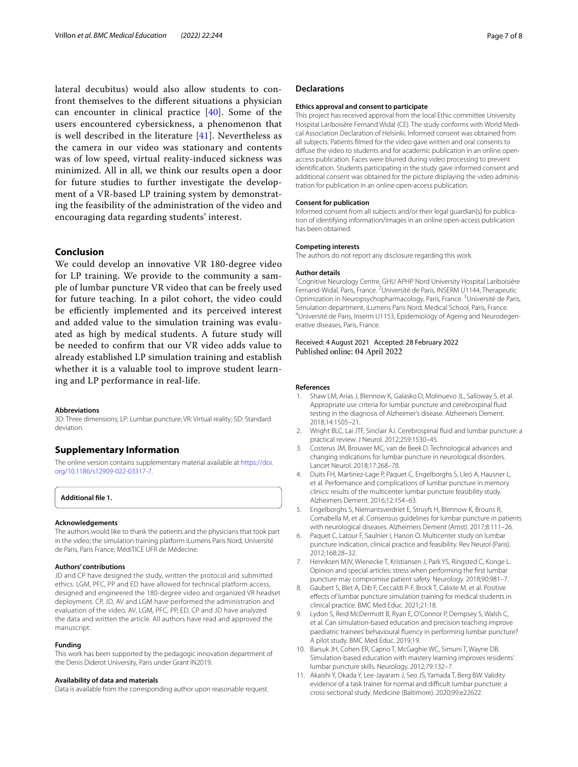lateral decubitus) would also allow students to confront themselves to the different situations a physician can encounter in clinical practice [40]. Some of the users encountered cybersickness, a phenomenon that is well described in the literature [41]. Nevertheless as the camera in our video was stationary and contents was of low speed, virtual reality-induced sickness was minimized. All in all, we think our results open a door for future studies to further investigate the development of a VR-based LP training system by demonstrating the feasibility of the administration of the video and encouraging data regarding students' interest.

## Conclusion

We could develop an innovative VR 180-degree video for LP training. We provide to the community a sample of lumbar puncture VR video that can be freely used for future teaching. In a pilot cohort, the video could be efficiently implemented and its perceived interest and added value to the simulation training was evaluated as high by medical students. A future study will be needed to confirm that our VR video adds value to already established LP simulation training and establish whether it is a valuable tool to improve student learning and LP performance in real-life.

#### Abbreviations

3D: Three dimensions; LP: Lumbar puncture; VR: Virtual reality; SD: Standard deviation.

## Supplementary Information

The online version contains supplementary material available at https://doi.org/10.1186/s12909-022-03317-7.

**Additional file 1.**

#### Acknowledgements

The authors would like to thank the patients and the physicians that took part in the video; the simulation training platform iLumens Paris Nord, Université de Paris, Paris France; MédiTICE UFR de Médecine.

#### Authors' contributions

JD and CP have designed the study, written the protocol and submitted ethics. LGM, PFC, PP and ED have allowed for technical platform access, designed and engineered the 180-degree video and organized VR headset deployment. CP, JD, AV and LGM have performed the administration and evaluation of the video. AV, LGM, PFC, PP, ED, CP and JD have analyzed the data and written the article. All authors have read and approved the manuscript.

#### Funding

This work has been supported by the pedagogic innovation department of the Denis Diderot University, Paris under Grant IN2019.

#### Availability of data and materials

Data is available from the corresponding author upon reasonable request.

## Declarations

#### Ethics approval and consent to participate

This project has received approval from the local Ethic committee University Hospital Lariboisère Fernand Widal (CE). The study conforms with World Medical Association Declaration of Helsinki. Informed consent was obtained from all subjects. Patients filmed for the video gave written and oral consents to diffuse the video to students and for academic publication in an online open-access publication. Faces were blurred during video processing to prevent identification. Students participating in the study gave informed consent and additional consent was obtained for the picture displaying the video administration for publication in an online open-access publication.

#### Consent for publication

Informed consent from all subjects and/or their legal guardian(s) for publication of identifying information/images in an online open-access publication has been obtained.

#### Competing interests

The authors do not report any disclosure regarding this work.

#### Author details

[1]Cognitive Neurology Centre, GHU APHP Nord University Hospital Lariboisière Fernand-Widal, Paris, France. [2]Université de Paris, INSERM U1144, Therapeutic Optimization in Neuropsychopharmacology, Paris, France. [3]Université de Paris, Simulation department, iLumens Paris Nord, Medical School, Paris, France. [4]Université de Paris, Inserm U1153, Epidemiology of Ageing and Neurodegenerative diseases, Paris, France.

Received: 4 August 2021 Accepted: 28 February 2022
Published online: 04 April 2022

#### References

1. Shaw LM, Arias J, Blennow K, Galasko D, Molinuevo JL, Salloway S, et al. Appropriate use criteria for lumbar puncture and cerebrospinal fluid testing in the diagnosis of Alzheimer's disease. Alzheimers Dement. 2018;14:1505–21.
2. Wright BLC, Lai JTF, Sinclair AJ. Cerebrospinal fluid and lumbar puncture: a practical review. J Neurol. 2012;259:1530–45.
3. Costerus JM, Brouwer MC, van de Beek D. Technological advances and changing indications for lumbar puncture in neurological disorders. Lancet Neurol. 2018;17:268–78.
4. Duits FH, Martinez-Lage P, Paquet C, Engelborghs S, Lleó A, Hausner L, et al. Performance and complications of lumbar puncture in memory clinics: results of the multicenter lumbar puncture feasibility study. Alzheimers Dement. 2016;12:154–63.
5. Engelborghs S, Niemantsverdriet E, Struyfs H, Blennow K, Brouns R, Comabella M, et al. Consensus guidelines for lumbar puncture in patients with neurological diseases. Alzheimers Dement (Amst). 2017;8:111–26.
6. Paquet C, Latour F, Saulnier I, Hanon O. Multicenter study on lumbar puncture indication, clinical practice and feasibility. Rev Neurol (Paris). 2012;168:28–32.
7. Henriksen MJV, Wienecke T, Kristiansen J, Park YS, Ringsted C, Konge L. Opinion and special articles: stress when performing the first lumbar puncture may compromise patient safety. Neurology. 2018;90:981–7.
8. Gaubert S, Blet A, Dib F, Ceccaldi P-F, Brock T, Calixte M, et al. Positive effects of lumbar puncture simulation training for medical students in clinical practice. BMC Med Educ. 2021;21:18.
9. Lydon S, Reid McDermott B, Ryan E, O'Connor P, Dempsey S, Walsh C, et al. Can simulation-based education and precision teaching improve paediatric trainees' behavioural fluency in performing lumbar puncture? A pilot study. BMC Med Educ. 2019;19.
10. Barsuk JH, Cohen ER, Caprio T, McGaghie WC, Simuni T, Wayne DB. Simulation-based education with mastery learning improves residents' lumbar puncture skills. Neurology. 2012;79:132–7.
11. Akaishi Y, Cohen V, Lee-Jayaram J, Seo JS, Yamada T, Berg BW. Validity evidence of a task trainer for normal and difficult lumbar puncture: a cross-sectional study. Medicine (Baltimore). 2020;99:e22622.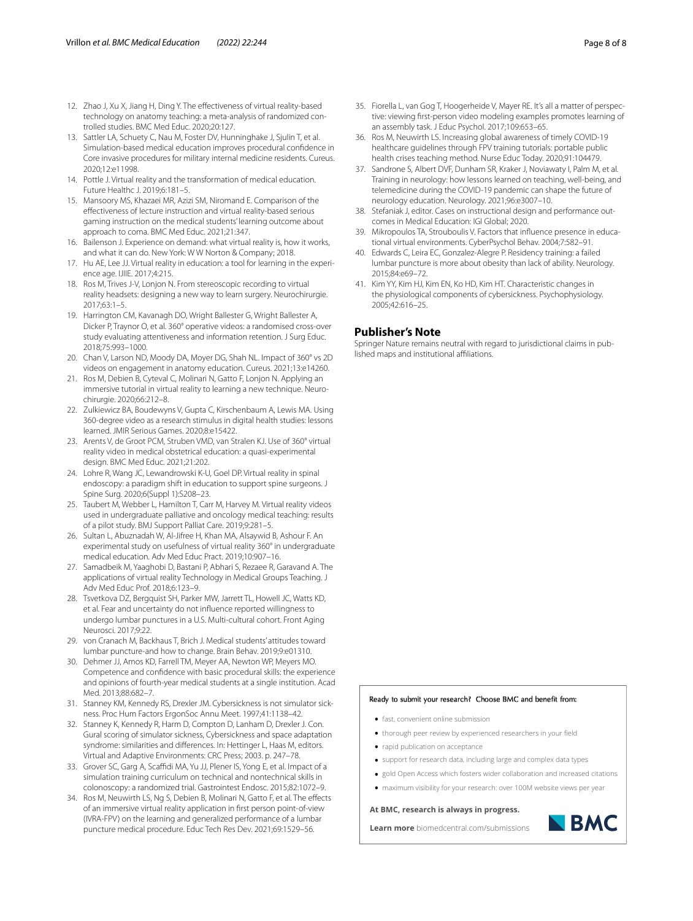12. Zhao J, Xu X, Jiang H, Ding Y. The effectiveness of virtual reality-based technology on anatomy teaching: a meta-analysis of randomized controlled studies. BMC Med Educ. 2020;20:127.
13. Sattler LA, Schuety C, Nau M, Foster DV, Hunninghake J, Sjulin T, et al. Simulation-based medical education improves procedural confidence in Core invasive procedures for military internal medicine residents. Cureus. 2020;12:e11998.
14. Pottle J. Virtual reality and the transformation of medical education. Future Healthc J. 2019;6:181–5.
15. Mansoory MS, Khazaei MR, Azizi SM, Niromand E. Comparison of the effectiveness of lecture instruction and virtual reality-based serious gaming instruction on the medical students' learning outcome about approach to coma. BMC Med Educ. 2021;21:347.
16. Bailenson J. Experience on demand: what virtual reality is, how it works, and what it can do. New York: W W Norton & Company; 2018.
17. Hu AE, Lee JJ. Virtual reality in education: a tool for learning in the experience age. IJIIE. 2017;4:215.
18. Ros M, Trives J-V, Lonjon N. From stereoscopic recording to virtual reality headsets: designing a new way to learn surgery. Neurochirurgie. 2017;63:1–5.
19. Harrington CM, Kavanagh DO, Wright Ballester G, Wright Ballester A, Dicker P, Traynor O, et al. 360° operative videos: a randomised cross-over study evaluating attentiveness and information retention. J Surg Educ. 2018;75:993–1000.
20. Chan V, Larson ND, Moody DA, Moyer DG, Shah NL. Impact of 360° vs 2D videos on engagement in anatomy education. Cureus. 2021;13:e14260.
21. Ros M, Debien B, Cyteval C, Molinari N, Gatto F, Lonjon N. Applying an immersive tutorial in virtual reality to learning a new technique. Neurochirurgie. 2020;66:212–8.
22. Zulkiewicz BA, Boudewyns V, Gupta C, Kirschenbaum A, Lewis MA. Using 360-degree video as a research stimulus in digital health studies: lessons learned. JMIR Serious Games. 2020;8:e15422.
23. Arents V, de Groot PCM, Struben VMD, van Stralen KJ. Use of 360° virtual reality video in medical obstetrical education: a quasi-experimental design. BMC Med Educ. 2021;21:202.
24. Lohre R, Wang JC, Lewandrowski K-U, Goel DP. Virtual reality in spinal endoscopy: a paradigm shift in education to support spine surgeons. J Spine Surg. 2020;6(Suppl 1):S208–23.
25. Taubert M, Webber L, Hamilton T, Carr M, Harvey M. Virtual reality videos used in undergraduate palliative and oncology medical teaching: results of a pilot study. BMJ Support Palliat Care. 2019;9:281–5.
26. Sultan L, Abuznadah W, Al-Jifree H, Khan MA, Alsaywid B, Ashour F. An experimental study on usefulness of virtual reality 360° in undergraduate medical education. Adv Med Educ Pract. 2019;10:907–16.
27. Samadbeik M, Yaaghobi D, Bastani P, Abhari S, Rezaee R, Garavand A. The applications of virtual reality Technology in Medical Groups Teaching. J Adv Med Educ Prof. 2018;6:123–9.
28. Tsvetkova DZ, Bergquist SH, Parker MW, Jarrett TL, Howell JC, Watts KD, et al. Fear and uncertainty do not influence reported willingness to undergo lumbar punctures in a U.S. Multi-cultural cohort. Front Aging Neurosci. 2017;9:22.
29. von Cranach M, Backhaus T, Brich J. Medical students' attitudes toward lumbar puncture-and how to change. Brain Behav. 2019;9:e01310.
30. Dehmer JJ, Amos KD, Farrell TM, Meyer AA, Newton WP, Meyers MO. Competence and confidence with basic procedural skills: the experience and opinions of fourth-year medical students at a single institution. Acad Med. 2013;88:682–7.
31. Stanney KM, Kennedy RS, Drexler JM. Cybersickness is not simulator sickness. Proc Hum Factors ErgonSoc Annu Meet. 1997;41:1138–42.
32. Stanney K, Kennedy R, Harm D, Compton D, Lanham D, Drexler J. Con. Gural scoring of simulator sickness, Cybersickness and space adaptation syndrome: similarities and differences. In: Hettinger L, Haas M, editors. Virtual and Adaptive Environments: CRC Press; 2003. p. 247–78.
33. Grover SC, Garg A, Scaffidi MA, Yu JJ, Plener IS, Yong E, et al. Impact of a simulation training curriculum on technical and nontechnical skills in colonoscopy: a randomized trial. Gastrointest Endosc. 2015;82:1072–9.
34. Ros M, Neuwirth LS, Ng S, Debien B, Molinari N, Gatto F, et al. The effects of an immersive virtual reality application in first person point-of-view (IVRA-FPV) on the learning and generalized performance of a lumbar puncture medical procedure. Educ Tech Res Dev. 2021;69:1529–56.
35. Fiorella L, van Gog T, Hoogerheide V, Mayer RE. It's all a matter of perspective: viewing first-person video modeling examples promotes learning of an assembly task. J Educ Psychol. 2017;109:653–65.
36. Ros M, Neuwirth LS. Increasing global awareness of timely COVID-19 healthcare guidelines through FPV training tutorials: portable public health crises teaching method. Nurse Educ Today. 2020;91:104479.
37. Sandrone S, Albert DVF, Dunham SR, Kraker J, Noviawaty I, Palm M, et al. Training in neurology: how lessons learned on teaching, well-being, and telemedicine during the COVID-19 pandemic can shape the future of neurology education. Neurology. 2021;96:e3007–10.
38. Stefaniak J, editor. Cases on instructional design and performance outcomes in Medical Education: IGI Global; 2020.
39. Mikropoulos TA, Strouboulis V. Factors that influence presence in educational virtual environments. CyberPsychol Behav. 2004;7:582–91.
40. Edwards C, Leira EC, Gonzalez-Alegre P. Residency training: a failed lumbar puncture is more about obesity than lack of ability. Neurology. 2015;84:e69–72.
41. Kim YY, Kim HJ, Kim EN, Ko HD, Kim HT. Characteristic changes in the physiological components of cybersickness. Psychophysiology. 2005;42:616–25.

## Publisher's Note

Springer Nature remains neutral with regard to jurisdictional claims in published maps and institutional affiliations.

Ready to submit your research? Choose BMC and benefit from:

- fast, convenient online submission
- thorough peer review by experienced researchers in your field
- rapid publication on acceptance
- support for research data, including large and complex data types
- gold Open Access which fosters wider collaboration and increased citations
- maximum visibility for your research: over 100M website views per year

**At BMC, research is always in progress.**

**Learn more** biomedcentral.com/submissions

BMC